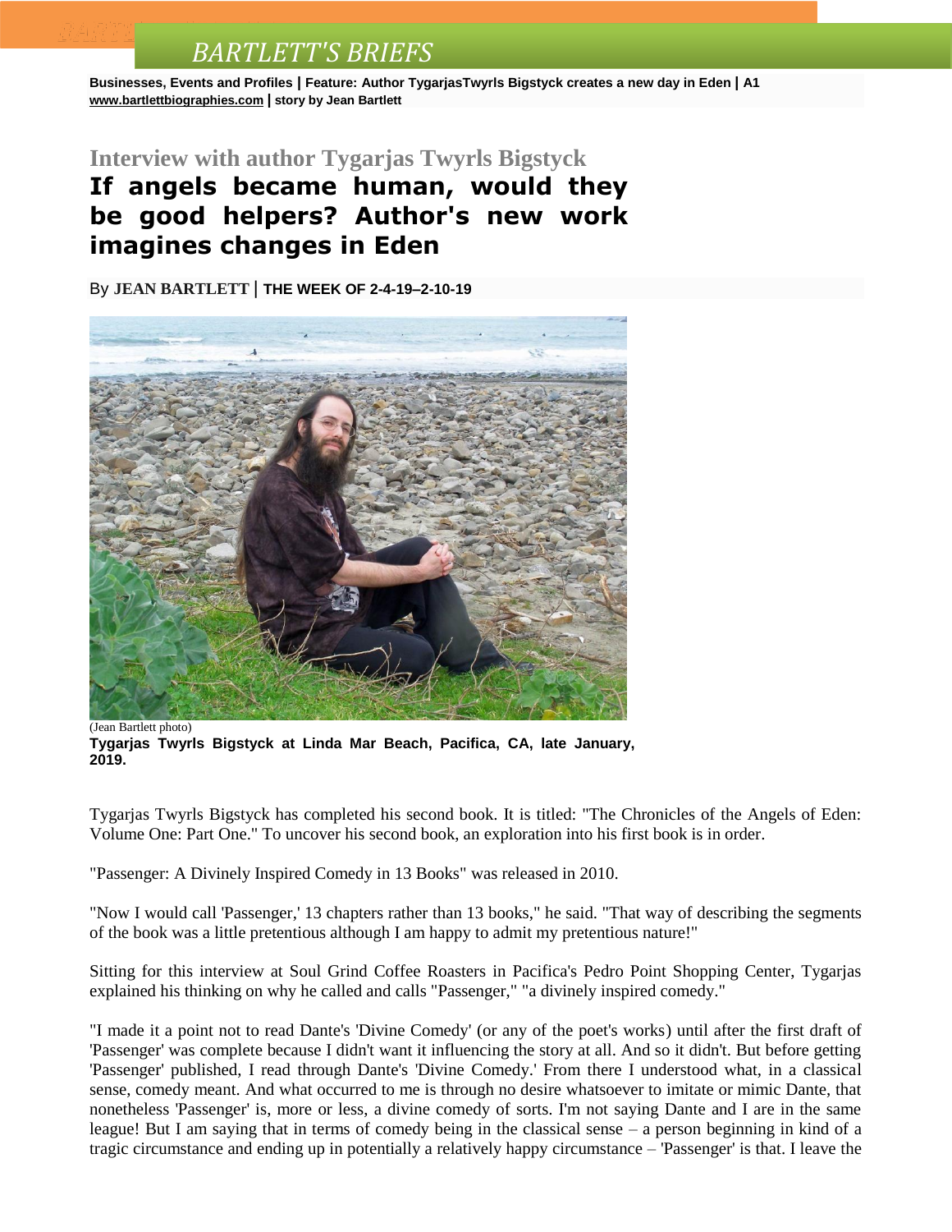# BARTLETT'S BRIEFS

**Businesses, Events and Profiles | Feature: Author TygarjasTwyrls Bigstyck creates a new day in Eden | A1**
**www.bartlettbiographies.com | story by Jean Bartlett**

## Interview with author Tygarjas Twyrls Bigstyck

# If angels became human, would they be good helpers? Author's new work imagines changes in Eden

By **JEAN BARTLETT** | **THE WEEK OF 2-4-19–2-10-19**

(Jean Bartlett photo)
**Tygarjas Twyrls Bigstyck at Linda Mar Beach, Pacifica, CA, late January, 2019.**

Tygarjas Twyrls Bigstyck has completed his second book. It is titled: "The Chronicles of the Angels of Eden: Volume One: Part One." To uncover his second book, an exploration into his first book is in order.

"Passenger: A Divinely Inspired Comedy in 13 Books" was released in 2010.

"Now I would call 'Passenger,' 13 chapters rather than 13 books," he said. "That way of describing the segments of the book was a little pretentious although I am happy to admit my pretentious nature!"

Sitting for this interview at Soul Grind Coffee Roasters in Pacifica's Pedro Point Shopping Center, Tygarjas explained his thinking on why he called and calls "Passenger," "a divinely inspired comedy."

"I made it a point not to read Dante's 'Divine Comedy' (or any of the poet's works) until after the first draft of 'Passenger' was complete because I didn't want it influencing the story at all. And so it didn't. But before getting 'Passenger' published, I read through Dante's 'Divine Comedy.' From there I understood what, in a classical sense, comedy meant. And what occurred to me is through no desire whatsoever to imitate or mimic Dante, that nonetheless 'Passenger' is, more or less, a divine comedy of sorts. I'm not saying Dante and I are in the same league! But I am saying that in terms of comedy being in the classical sense – a person beginning in kind of a tragic circumstance and ending up in potentially a relatively happy circumstance – 'Passenger' is that. I leave the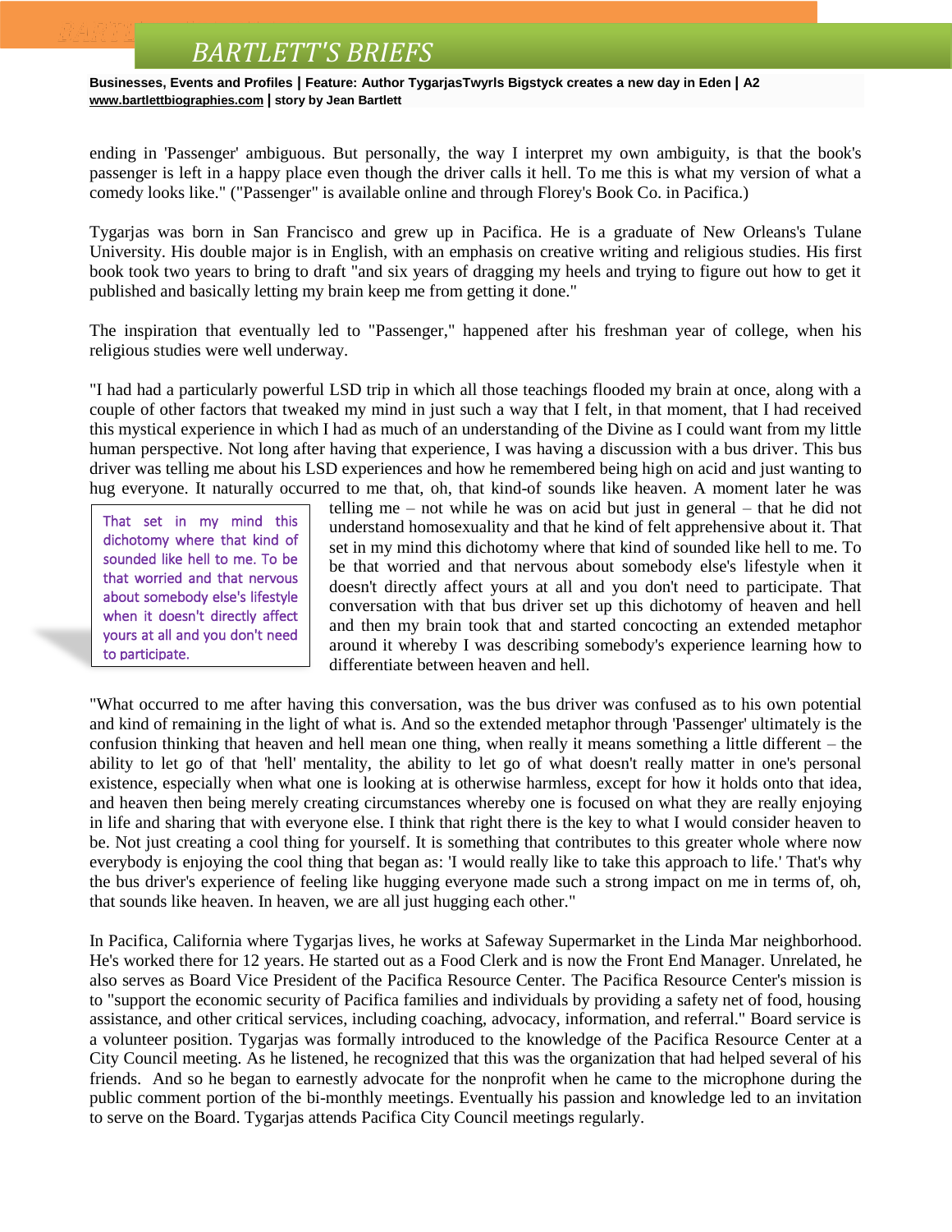ending in 'Passenger' ambiguous. But personally, the way I interpret my own ambiguity, is that the book's passenger is left in a happy place even though the driver calls it hell. To me this is what my version of what a comedy looks like." ("Passenger" is available online and through Florey's Book Co. in Pacifica.)

Tygarjas was born in San Francisco and grew up in Pacifica. He is a graduate of New Orleans's Tulane University. His double major is in English, with an emphasis on creative writing and religious studies. His first book took two years to bring to draft "and six years of dragging my heels and trying to figure out how to get it published and basically letting my brain keep me from getting it done."

The inspiration that eventually led to "Passenger," happened after his freshman year of college, when his religious studies were well underway.

"I had had a particularly powerful LSD trip in which all those teachings flooded my brain at once, along with a couple of other factors that tweaked my mind in just such a way that I felt, in that moment, that I had received this mystical experience in which I had as much of an understanding of the Divine as I could want from my little human perspective. Not long after having that experience, I was having a discussion with a bus driver. This bus driver was telling me about his LSD experiences and how he remembered being high on acid and just wanting to hug everyone. It naturally occurred to me that, oh, that kind-of sounds like heaven. A moment later he was telling me – not while he was on acid but just in general – that he did not understand homosexuality and that he kind of felt apprehensive about it. That set in my mind this dichotomy where that kind of sounded like hell to me. To be that worried and that nervous about somebody else's lifestyle when it doesn't directly affect yours at all and you don't need to participate. That conversation with that bus driver set up this dichotomy of heaven and hell and then my brain took that and started concocting an extended metaphor around it whereby I was describing somebody's experience learning how to differentiate between heaven and hell.

> That set in my mind this dichotomy where that kind of sounded like hell to me. To be that worried and that nervous about somebody else's lifestyle when it doesn't directly affect yours at all and you don't need to participate.

"What occurred to me after having this conversation, was the bus driver was confused as to his own potential and kind of remaining in the light of what is. And so the extended metaphor through 'Passenger' ultimately is the confusion thinking that heaven and hell mean one thing, when really it means something a little different – the ability to let go of that 'hell' mentality, the ability to let go of what doesn't really matter in one's personal existence, especially when what one is looking at is otherwise harmless, except for how it holds onto that idea, and heaven then being merely creating circumstances whereby one is focused on what they are really enjoying in life and sharing that with everyone else. I think that right there is the key to what I would consider heaven to be. Not just creating a cool thing for yourself. It is something that contributes to this greater whole where now everybody is enjoying the cool thing that began as: 'I would really like to take this approach to life.' That's why the bus driver's experience of feeling like hugging everyone made such a strong impact on me in terms of, oh, that sounds like heaven. In heaven, we are all just hugging each other."

In Pacifica, California where Tygarjas lives, he works at Safeway Supermarket in the Linda Mar neighborhood. He's worked there for 12 years. He started out as a Food Clerk and is now the Front End Manager. Unrelated, he also serves as Board Vice President of the Pacifica Resource Center. The Pacifica Resource Center's mission is to "support the economic security of Pacifica families and individuals by providing a safety net of food, housing assistance, and other critical services, including coaching, advocacy, information, and referral." Board service is a volunteer position. Tygarjas was formally introduced to the knowledge of the Pacifica Resource Center at a City Council meeting. As he listened, he recognized that this was the organization that had helped several of his friends. And so he began to earnestly advocate for the nonprofit when he came to the microphone during the public comment portion of the bi-monthly meetings. Eventually his passion and knowledge led to an invitation to serve on the Board. Tygarjas attends Pacifica City Council meetings regularly.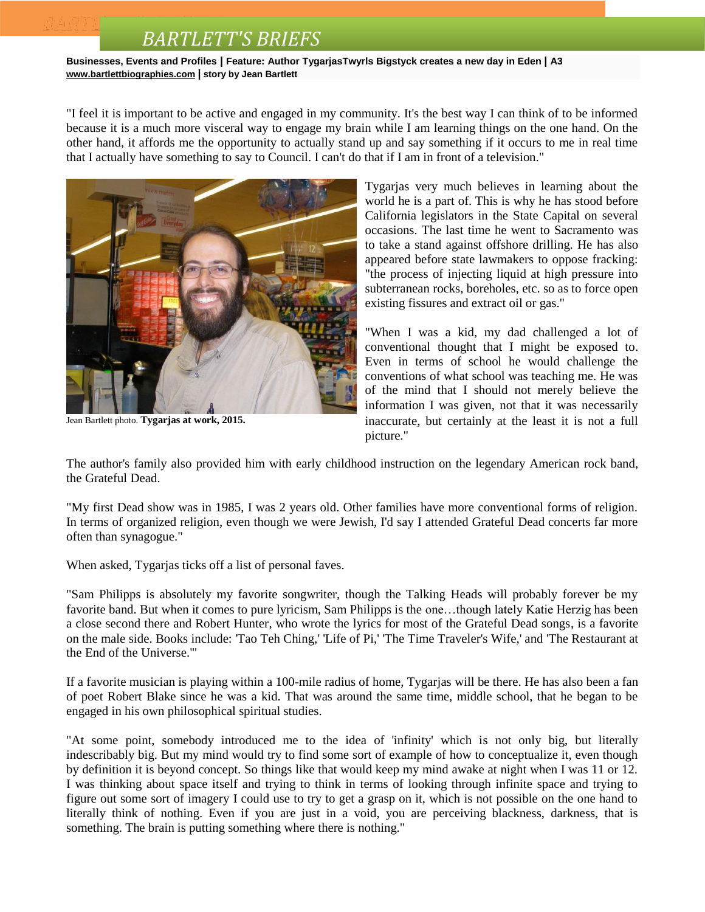Businesses, Events and Profiles | Feature: Author TygarjasTwyrls Bigstyck creates a new day in Eden | A3
www.bartlettbiographies.com | story by Jean Bartlett

"I feel it is important to be active and engaged in my community. It's the best way I can think of to be informed because it is a much more visceral way to engage my brain while I am learning things on the one hand. On the other hand, it affords me the opportunity to actually stand up and say something if it occurs to me in real time that I actually have something to say to Council. I can't do that if I am in front of a television."

Jean Bartlett photo. **Tygarjas at work, 2015.**

Tygarjas very much believes in learning about the world he is a part of. This is why he has stood before California legislators in the State Capital on several occasions. The last time he went to Sacramento was to take a stand against offshore drilling. He has also appeared before state lawmakers to oppose fracking: "the process of injecting liquid at high pressure into subterranean rocks, boreholes, etc. so as to force open existing fissures and extract oil or gas."

"When I was a kid, my dad challenged a lot of conventional thought that I might be exposed to. Even in terms of school he would challenge the conventions of what school was teaching me. He was of the mind that I should not merely believe the information I was given, not that it was necessarily inaccurate, but certainly at the least it is not a full picture."

The author's family also provided him with early childhood instruction on the legendary American rock band, the Grateful Dead.

"My first Dead show was in 1985, I was 2 years old. Other families have more conventional forms of religion. In terms of organized religion, even though we were Jewish, I'd say I attended Grateful Dead concerts far more often than synagogue."

When asked, Tygarjas ticks off a list of personal faves.

"Sam Philipps is absolutely my favorite songwriter, though the Talking Heads will probably forever be my favorite band. But when it comes to pure lyricism, Sam Philipps is the one…though lately Katie Herzig has been a close second there and Robert Hunter, who wrote the lyrics for most of the Grateful Dead songs, is a favorite on the male side. Books include: 'Tao Teh Ching,' 'Life of Pi,' 'The Time Traveler's Wife,' and 'The Restaurant at the End of the Universe.'"

If a favorite musician is playing within a 100-mile radius of home, Tygarjas will be there. He has also been a fan of poet Robert Blake since he was a kid. That was around the same time, middle school, that he began to be engaged in his own philosophical spiritual studies.

"At some point, somebody introduced me to the idea of 'infinity' which is not only big, but literally indescribably big. But my mind would try to find some sort of example of how to conceptualize it, even though by definition it is beyond concept. So things like that would keep my mind awake at night when I was 11 or 12. I was thinking about space itself and trying to think in terms of looking through infinite space and trying to figure out some sort of imagery I could use to try to get a grasp on it, which is not possible on the one hand to literally think of nothing. Even if you are just in a void, you are perceiving blackness, darkness, that is something. The brain is putting something where there is nothing."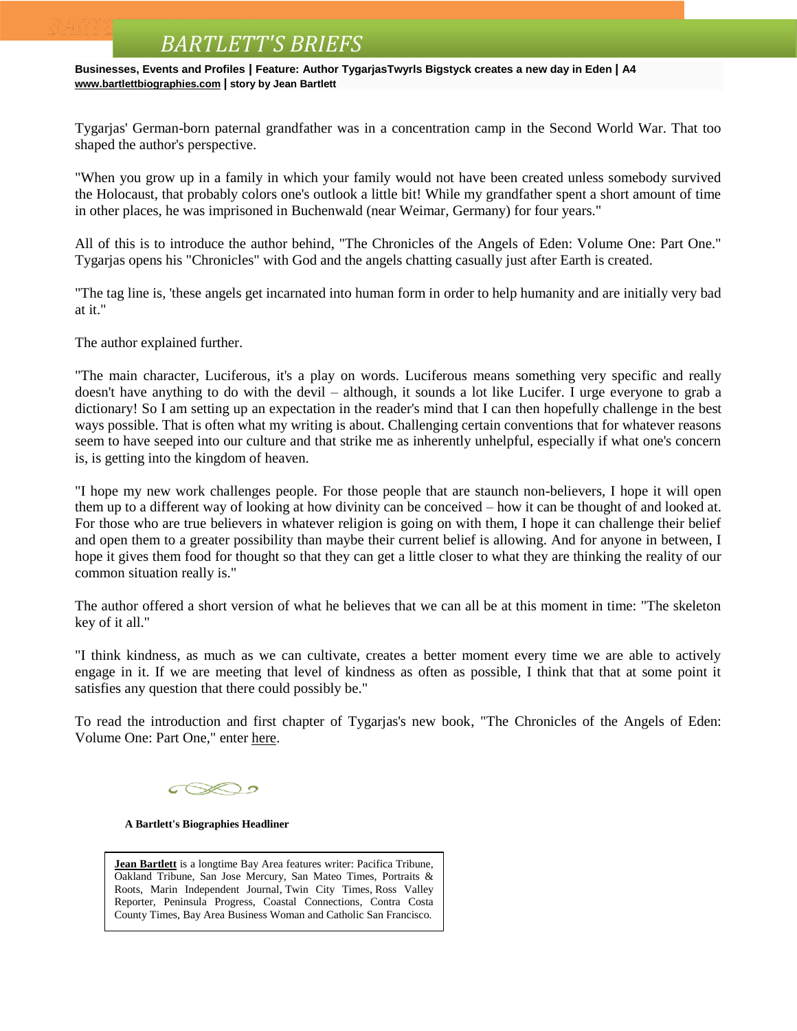Tygarjas' German-born paternal grandfather was in a concentration camp in the Second World War. That too shaped the author's perspective.

"When you grow up in a family in which your family would not have been created unless somebody survived the Holocaust, that probably colors one's outlook a little bit! While my grandfather spent a short amount of time in other places, he was imprisoned in Buchenwald (near Weimar, Germany) for four years."

All of this is to introduce the author behind, "The Chronicles of the Angels of Eden: Volume One: Part One." Tygarjas opens his "Chronicles" with God and the angels chatting casually just after Earth is created.

"The tag line is, 'these angels get incarnated into human form in order to help humanity and are initially very bad at it."

The author explained further.

"The main character, Luciferous, it's a play on words. Luciferous means something very specific and really doesn't have anything to do with the devil – although, it sounds a lot like Lucifer. I urge everyone to grab a dictionary! So I am setting up an expectation in the reader's mind that I can then hopefully challenge in the best ways possible. That is often what my writing is about. Challenging certain conventions that for whatever reasons seem to have seeped into our culture and that strike me as inherently unhelpful, especially if what one's concern is, is getting into the kingdom of heaven.

"I hope my new work challenges people. For those people that are staunch non-believers, I hope it will open them up to a different way of looking at how divinity can be conceived – how it can be thought of and looked at. For those who are true believers in whatever religion is going on with them, I hope it can challenge their belief and open them to a greater possibility than maybe their current belief is allowing. And for anyone in between, I hope it gives them food for thought so that they can get a little closer to what they are thinking the reality of our common situation really is."

The author offered a short version of what he believes that we can all be at this moment in time: "The skeleton key of it all."

"I think kindness, as much as we can cultivate, creates a better moment every time we are able to actively engage in it. If we are meeting that level of kindness as often as possible, I think that that at some point it satisfies any question that there could possibly be."

To read the introduction and first chapter of Tygarjas's new book, "The Chronicles of the Angels of Eden: Volume One: Part One," enter here.

**A Bartlett's Biographies Headliner**

**Jean Bartlett** is a longtime Bay Area features writer: Pacifica Tribune, Oakland Tribune, San Jose Mercury, San Mateo Times, Portraits & Roots, Marin Independent Journal, Twin City Times, Ross Valley Reporter, Peninsula Progress, Coastal Connections, Contra Costa County Times, Bay Area Business Woman and Catholic San Francisco.